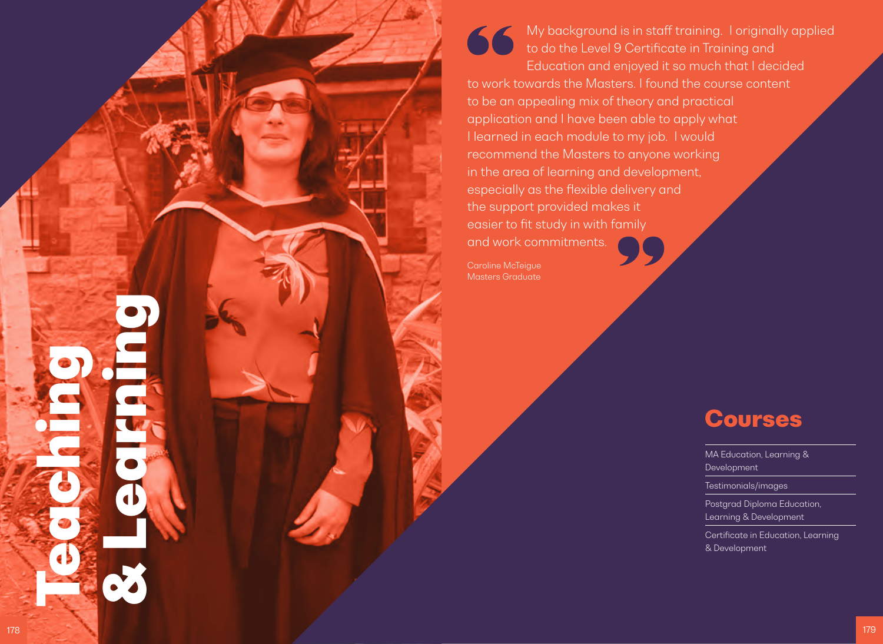# Teaching & Learning

> My background is in staff training. I originally applied to do the Level 9 Certificate in Training and Education and enjoyed it so much that I decided to work towards the Masters. I found the course content to be an appealing mix of theory and practical application and I have been able to apply what I learned in each module to my job. I would recommend the Masters to anyone working in the area of learning and development, especially as the flexible delivery and the support provided makes it easier to fit study in with family and work commitments.

Caroline McTeigue
Masters Graduate

## Courses

- MA Education, Learning & Development
- Testimonials/images
- Postgrad Diploma Education, Learning & Development
- Certificate in Education, Learning & Development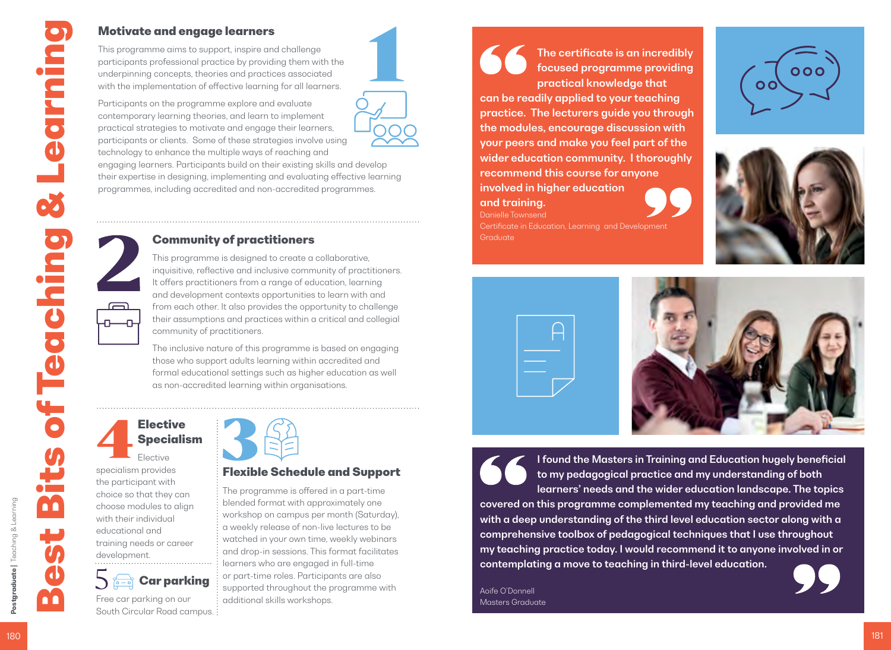# Best Bits of Teaching & Learning

## 1 Motivate and engage learners

This programme aims to support, inspire and challenge participants professional practice by providing them with the underpinning concepts, theories and practices associated with the implementation of effective learning for all learners.

Participants on the programme explore and evaluate contemporary learning theories, and learn to implement practical strategies to motivate and engage their learners, participants or clients. Some of these strategies involve using technology to enhance the multiple ways of reaching and engaging learners. Participants build on their existing skills and develop their expertise in designing, implementing and evaluating effective learning programmes, including accredited and non-accredited programmes.

## 2 Community of practitioners

This programme is designed to create a collaborative, inquisitive, reflective and inclusive community of practitioners. It offers practitioners from a range of education, learning and development contexts opportunities to learn with and from each other. It also provides the opportunity to challenge their assumptions and practices within a critical and collegial community of practitioners.

The inclusive nature of this programme is based on engaging those who support adults learning within accredited and formal educational settings such as higher education as well as non-accredited learning within organisations.

## 4 Elective Specialism

Elective specialism provides the participant with choice so that they can choose modules to align with their individual educational and training needs or career development.

## 5 Car parking

Free car parking on our South Circular Road campus.

## 3 Flexible Schedule and Support

The programme is offered in a part-time blended format with approximately one workshop on campus per month (Saturday), a weekly release of non-live lectures to be watched in your own time, weekly webinars and drop-in sessions. This format facilitates learners who are engaged in full-time or part-time roles. Participants are also supported throughout the programme with additional skills workshops.

> **The certificate is an incredibly focused programme providing practical knowledge that can be readily applied to your teaching practice. The lecturers guide you through the modules, encourage discussion with your peers and make you feel part of the wider education community. I thoroughly recommend this course for anyone involved in higher education and training.**
>
> Danielle Townsend
> Certificate in Education, Learning and Development Graduate

> **I found the Masters in Training and Education hugely beneficial to my pedagogical practice and my understanding of both learners' needs and the wider education landscape. The topics covered on this programme complemented my teaching and provided me with a deep understanding of the third level education sector along with a comprehensive toolbox of pedagogical techniques that I use throughout my teaching practice today. I would recommend it to anyone involved in or contemplating a move to teaching in third-level education.**
>
> Aoife O'Donnell
> Masters Graduate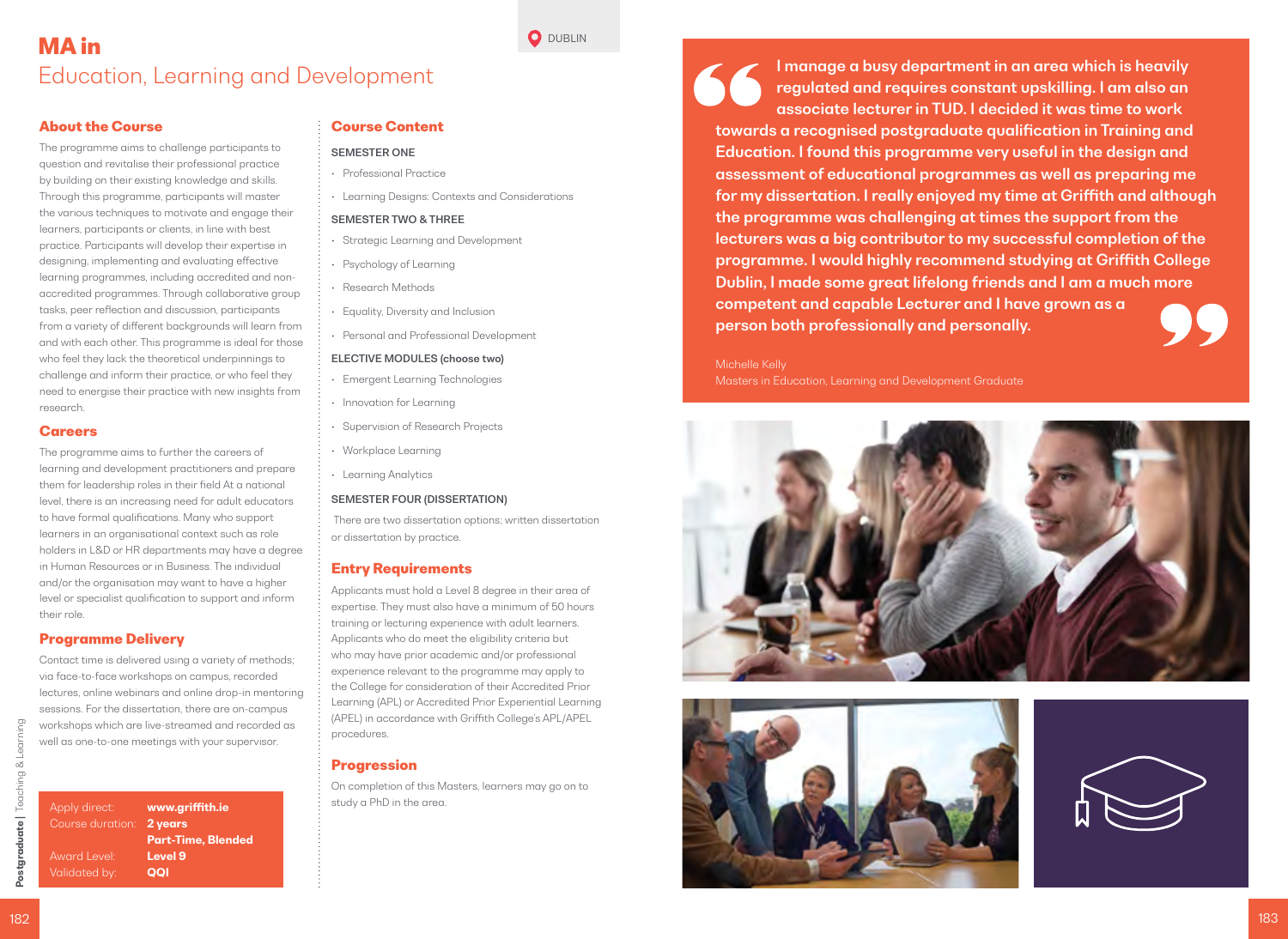# MA in Education, Learning and Development

DUBLIN

## About the Course

The programme aims to challenge participants to question and revitalise their professional practice by building on their existing knowledge and skills. Through this programme, participants will master the various techniques to motivate and engage their learners, participants or clients, in line with best practice. Participants will develop their expertise in designing, implementing and evaluating effective learning programmes, including accredited and non-accredited programmes. Through collaborative group tasks, peer reflection and discussion, participants from a variety of different backgrounds will learn from and with each other. This programme is ideal for those who feel they lack the theoretical underpinnings to challenge and inform their practice, or who feel they need to energise their practice with new insights from research.

## Careers

The programme aims to further the careers of learning and development practitioners and prepare them for leadership roles in their field At a national level, there is an increasing need for adult educators to have formal qualifications. Many who support learners in an organisational context such as role holders in L&D or HR departments may have a degree in Human Resources or in Business. The individual and/or the organisation may want to have a higher level or specialist qualification to support and inform their role.

## Programme Delivery

Contact time is delivered using a variety of methods; via face-to-face workshops on campus, recorded lectures, online webinars and online drop-in mentoring sessions. For the dissertation, there are on-campus workshops which are live-streamed and recorded as well as one-to-one meetings with your supervisor.

| | |
|---|---|
| Apply direct: | **www.griffith.ie** |
| Course duration: | **2 years** **Part-Time, Blended** |
| Award Level: | **Level 9** |
| Validated by: | **QQI** |

## Course Content

**SEMESTER ONE**

- Professional Practice
- Learning Designs: Contexts and Considerations

**SEMESTER TWO & THREE**

- Strategic Learning and Development
- Psychology of Learning
- Research Methods
- Equality, Diversity and Inclusion
- Personal and Professional Development

**ELECTIVE MODULES (choose two)**

- Emergent Learning Technologies
- Innovation for Learning
- Supervision of Research Projects
- Workplace Learning
- Learning Analytics

**SEMESTER FOUR (DISSERTATION)**

There are two dissertation options; written dissertation or dissertation by practice.

## Entry Requirements

Applicants must hold a Level 8 degree in their area of expertise. They must also have a minimum of 50 hours training or lecturing experience with adult learners. Applicants who do meet the eligibility criteria but who may have prior academic and/or professional experience relevant to the programme may apply to the College for consideration of their Accredited Prior Learning (APL) or Accredited Prior Experiential Learning (APEL) in accordance with Griffith College's APL/APEL procedures.

## Progression

On completion of this Masters, learners may go on to study a PhD in the area.

> **I manage a busy department in an area which is heavily regulated and requires constant upskilling. I am also an associate lecturer in TUD. I decided it was time to work towards a recognised postgraduate qualification in Training and Education. I found this programme very useful in the design and assessment of educational programmes as well as preparing me for my dissertation. I really enjoyed my time at Griffith and although the programme was challenging at times the support from the lecturers was a big contributor to my successful completion of the programme. I would highly recommend studying at Griffith College Dublin, I made some great lifelong friends and I am a much more competent and capable Lecturer and I have grown as a person both professionally and personally.**

Michelle Kelly
Masters in Education, Learning and Development Graduate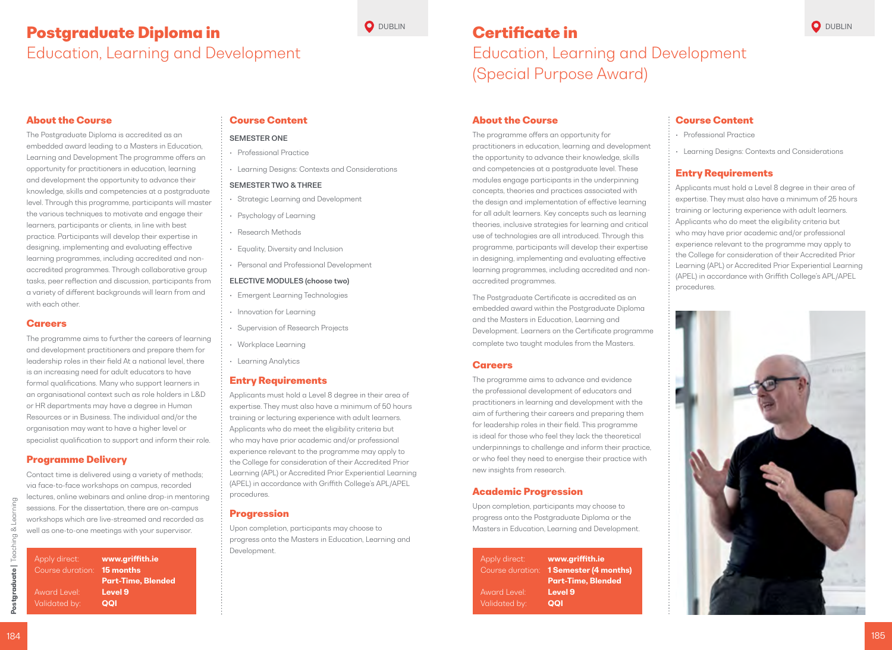# Postgraduate Diploma in Education, Learning and Development

DUBLIN

## About the Course

The Postgraduate Diploma is accredited as an embedded award leading to a Masters in Education, Learning and Development The programme offers an opportunity for practitioners in education, learning and development the opportunity to advance their knowledge, skills and competencies at a postgraduate level. Through this programme, participants will master the various techniques to motivate and engage their learners, participants or clients, in line with best practice. Participants will develop their expertise in designing, implementing and evaluating effective learning programmes, including accredited and non-accredited programmes. Through collaborative group tasks, peer reflection and discussion, participants from a variety of different backgrounds will learn from and with each other.

## Careers

The programme aims to further the careers of learning and development practitioners and prepare them for leadership roles in their field At a national level, there is an increasing need for adult educators to have formal qualifications. Many who support learners in an organisational context such as role holders in L&D or HR departments may have a degree in Human Resources or in Business. The individual and/or the organisation may want to have a higher level or specialist qualification to support and inform their role.

## Programme Delivery

Contact time is delivered using a variety of methods; via face-to-face workshops on campus, recorded lectures, online webinars and online drop-in mentoring sessions. For the dissertation, there are on-campus workshops which are live-streamed and recorded as well as one-to-one meetings with your supervisor.

| | |
|---|---|
| Apply direct: | **www.griffith.ie** |
| Course duration: | **15 months Part-Time, Blended** |
| Award Level: | **Level 9** |
| Validated by: | **QQI** |

## Course Content

SEMESTER ONE

- Professional Practice
- Learning Designs: Contexts and Considerations

SEMESTER TWO & THREE

- Strategic Learning and Development
- Psychology of Learning
- Research Methods
- Equality, Diversity and Inclusion
- Personal and Professional Development

ELECTIVE MODULES (choose two)

- Emergent Learning Technologies
- Innovation for Learning
- Supervision of Research Projects
- Workplace Learning
- Learning Analytics

## Entry Requirements

Applicants must hold a Level 8 degree in their area of expertise. They must also have a minimum of 50 hours training or lecturing experience with adult learners. Applicants who do meet the eligibility criteria but who may have prior academic and/or professional experience relevant to the programme may apply to the College for consideration of their Accredited Prior Learning (APL) or Accredited Prior Experiential Learning (APEL) in accordance with Griffith College's APL/APEL procedures.

## Progression

Upon completion, participants may choose to progress onto the Masters in Education, Learning and Development.

# Certificate in Education, Learning and Development (Special Purpose Award)

DUBLIN

## About the Course

The programme offers an opportunity for practitioners in education, learning and development the opportunity to advance their knowledge, skills and competencies at a postgraduate level. These modules engage participants in the underpinning concepts, theories and practices associated with the design and implementation of effective learning for all adult learners. Key concepts such as learning theories, inclusive strategies for learning and critical use of technologies are all introduced. Through this programme, participants will develop their expertise in designing, implementing and evaluating effective learning programmes, including accredited and non-accredited programmes.

The Postgraduate Certificate is accredited as an embedded award within the Postgraduate Diploma and the Masters in Education, Learning and Development. Learners on the Certificate programme complete two taught modules from the Masters.

## Careers

The programme aims to advance and evidence the professional development of educators and practitioners in learning and development with the aim of furthering their careers and preparing them for leadership roles in their field. This programme is ideal for those who feel they lack the theoretical underpinnings to challenge and inform their practice, or who feel they need to energise their practice with new insights from research.

## Academic Progression

Upon completion, participants may choose to progress onto the Postgraduate Diploma or the Masters in Education, Learning and Development.

| | |
|---|---|
| Apply direct: | **www.griffith.ie** |
| Course duration: | **1 Semester (4 months) Part-Time, Blended** |
| Award Level: | **Level 9** |
| Validated by: | **QQI** |

## Course Content

- Professional Practice
- Learning Designs: Contexts and Considerations

## Entry Requirements

Applicants must hold a Level 8 degree in their area of expertise. They must also have a minimum of 25 hours training or lecturing experience with adult learners. Applicants who do meet the eligibility criteria but who may have prior academic and/or professional experience relevant to the programme may apply to the College for consideration of their Accredited Prior Learning (APL) or Accredited Prior Experiential Learning (APEL) in accordance with Griffith College's APL/APEL procedures.